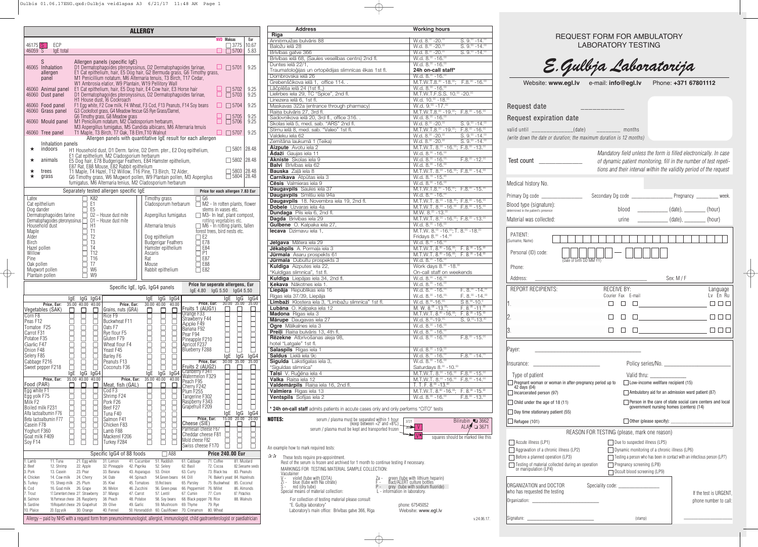## ALLERGY

| | | NVD | Maksas | Eur |
|---|---|---|---|---|
| 46175 S | ECP | | 3775 | 10.67 |
| 46059 S | IgE total | | 5700 | 5.83 |
| 46065 S Inhalation allergen panel | Allergen panels (specific IgE) D1 Dermatophagoides pteronyssinus, D2 Dermatophagoides farinae, E1 Cat epithelium, hair, E5 Dog hair, G2 Bermuda grass, G6 Timothy grass, M1 Penicillium notatum, M6 Alternaria tenuis, T3 Birch, T17 Cedar, W1 Ambrosia elatior, W9 Plantain, W19 Pellitory Wall | | 5701 | 9.25 |
| 46060 Animal panel | E1 Cat epithelium, hair, E5 Dog hair, E4 Cow hair, E3 Horse hair | | 5702 | 9.25 |
| 46060 Dust panel | D1 Dermatophagoides pteronyssinus, D2 Dermatophagoides farinae, H1 House dust, I6 Cockroach | | 5703 | 9.25 |
| 46060 Food panel | F1 Egg white, F2 Cow milk, F4 Wheat, F3 Cod, F13 Peanuts, F14 Soy beans | | 5704 | 9.25 |
| 46060 Grass panel | G3 Cocksfoot grass, G4 Meadow fescue G5 Rye Grass/Darnel, G6 Timothy grass, G8 Meadow grass | | 5705 | 9.25 |
| 46060 Mould panel | M1 Penicillium notatum, M2 Cladosporium herbarum, M3 Aspergillus fumigatus, M5 Candida albicans, M6 Alternaria tenuis | | 5706 | 9.25 |
| 46060 Tree panel | T1 Maple, T3 Birch, T7 Oak, T8 Elm,T10 Walnut | | 5707 | 9.25 |

**Allergen panels with quantitative IgE result for each allergen**

Inhalation panels

| | | | |
|---|---|---|---|
| ★ indoors | H1 Household dust, D1 Derm. farinae, D2 Derm. pter., E2 Dog epithelium, E1 Cat epithelium, M2 Cladosporium herbarum | 5801 | 28.48 |
| ★ animals | E5 Dog hair, E78 Budgerigar Feathers, E84 Hamster epithelium, E87 Rat, E88 Mouse, E82 Rabbit epithelium | 5802 | 28.48 |
| ★ trees | T1 Maple, T4 Hazel, T12 Willow, T16 Pine, T3 Birch, T2 Alder, | 5803 | 28.48 |
| ★ grass | G6 Timothy grass, W6 Mugwort pollen, W9 Plantain pollen, M3 Aspergillus fumigatus, M6 Alternaria tenius, M2 Cladosporium herbarum | 5804 | 28.48 |

**Separately tested allergen specific IgE** — Price for each allergen 7.83 Eur

| Allergen | Code | Allergen | Code | Allergen |
|---|---|---|---|---|
| Latex | K82 | Timothy grass | G6 | |
| Cat epithelium | E1 | Cladosporium herbarum | M2 | M2 - In rotten plants, flower stems in vases etc. |
| Dog dander | E5 | | | |
| Dermatophagoides farine | D2 – House dust mite | Aspergillus fumigatus | M3 | M3 - In leaf, plant compost, rotting vegetables etc. |
| Dermatophagoides pteronyssinus | D1 – House dust mite | | | |
| Household dust | H1 | Alternaria tenuis | M6 | M6 - In rotting plants, fallen forest trees, bird nests etc. |
| Maple | T1 | | | |
| Alder | T2 | Dog epithelium | E2 | |
| Birch | T3 | Budgerigar Feathers | E78 | |
| Hazel pollen | T4 | Hamster epithelium | E84 | |
| Willow | T12 | Ascaris | P1 | |
| Pine | T16 | Rat | E87 | |
| Oak pollen | T7 | Mouse | E88 | |
| Mugwort pollen | W6 | Rabbit epithelium | E82 | |
| Plantain pollen | W9 | | | |

**Specific IgE, IgG, IgG4 panels** — Price for seperate allergens, Eur: IgE 4.80, IgG 5.50, IgG4 5.50

| Vegetables (SAK) Price, Eur: IgE 35.00, IgG 40.00, IgG4 40.00 | Grains, nuts (GRA) Price, Eur: IgE 30.00, IgG 40.00, IgG4 40.00 | Fruits 1 (AUG1) Price, Eur: IgE 30.00, IgG 35.00, IgG4 35.00 |
|---|---|---|
| Corn F8 | Rice F9 | Orange F33 |
| Peas F12 | Buckwheat F11 | Strawberry F44 |
| Tomatoe F25 | Oats F7 | Apple F49 |
| Carrot F31 | Rye flour F5 | Banana F92 |
| Potatoe F35 | Gluten F79 | Pear F94 |
| Garlic F47 | Wheat flour F4 | Pineapple F210 |
| Onion F48 | Yeast F45 | Apricot F237 |
| Selery F85 | Barley F6 | Blueberry F288 |
| Cabbage F216 | Peanuts F13 | |
| Sweet pepper F218 | Coconuts F36 | |

| Food (PAR) Price, Eur: IgE 35.00, IgG 40.00, IgG4 40.00 | Meat, fish (GAL) Price, Eur: IgE 35.00, IgG 40.00, IgG4 40.00 | Fruits 2 (AUG2) Price, Eur: IgE 30.00, IgG 35.00, IgG4 35.00 |
|---|---|---|
| Egg white F1 | Cod F3 | Cranberry F341 |
| Egg yolk F75 | Shrimp F24 | Watermelon F329 |
| Milk F2 | Pork F26 | Peach F95 |
| Boiled milk F231 | Beef F27 | Cherry F242 |
| Alfa lactoalbumin F76 | Tuna F40 | Plum F255 |
| Beta lactoalbumin F77 | Salmon F41 | Tangerine F302 |
| Casein F78 | Chicken F83 | Raspberry F343 |
| Yoghurt F360 | Lamb F88 | Grapefruit F209 |
| Goat milk F409 | Mackerel F206 | |
| Soy F14 | Turkey F284 | |

| Cheese (SIE) Price, Eur: IgE 15.00, IgG 20.00, IgG4 20.00 |
|---|
| Parmesan cheese F67 |
| Cheddar cheese F81 |
| Mold cheese F82 |
| Swiss cheese F170 |

**Specific IgG4 of 88 foods** — A88 — **Price 240.00 Eur**

| | | | | | | | | |
|---|---|---|---|---|---|---|---|---|
| 1. Lamb | 11. Tuna | 21. Egg white | 31. Lemon | 41. Cucumber | 51. Raddish | 61. Cabbage | 71. Coffee | 81. Mustard |
| 2. Beef | 12. Shrimp | 22. Apple | 32. Pineapple | 42. Paprika | 52. Selery | 62. Basil | 72. Cocoa | 82. Seesame seeds |
| 3. Pork | 13. Casein | 23. Pear | 33. Banana | 43. Asparagus | 53. Onion | 63. Curry | 73. Black tea | 83. Peanuts |
| 4. Chicken | 14. Cow milk | 24. Cherry | 34. Date | 44. Spinach | 54. Green beans | 64. Dill | 74. Baker's yeast | 84. Hazelnuts |
| 5. Turkey | 15. Sheep milk | 25. Plum | 35. Kiwi | 45. Tomatoes | 55. Red beans | 65. Parsley | 75. Buckwheat | 85. Coconut |
| 6. Cod | 16. Goat milk | 26. Grape | 36. Melon | 46. Zucchini | 56. Green peas | 66. Peppermint | 76. Millet | 86. Almonds |
| 7. Trout | 17. Camembert cheese | 27. Strawberry | 37. Mango | 47. Carrot | 57. Lentil | 67. Cumin | 77. Corn | 87. Pistachios |
| 8. Salmon | 18. Parmesan cheese | 28. Raspberry | 38. Peach | 48. Potatoe | 58. Soy beans | 68. Black pepper | 78. Rice | 88. Walnuts |
| 9. Sardine | 19. Roquefort cheese | 29. Grapefruit | 39. Olive | 49. Garlic | 59. Mushroom | 69. Thyme | 79. Rye | |
| 10. Plaice | 20. Egg yolk | 30. Orange | 40. Fennel | 50. Horseraddish | 60. Cauliflower | 70. Cinnamon | 80. Wheat | |

Allergy – paid by NHS with a request form from pneumoimmunologist, allergist, immunologist, child gastroenterologist or paediatrician

| Address | Working hours | |
|---|---|---|
| **Riga** | | |
| Anniņmuižas bulvāris 88 | W.d. 8.00 -20.00 | S. 9.00 -14.00 |
| Baložu ielā 28 | W.d. 8.00 -20.00 | S. 9.00 -14.00 |
| Brīvības gatve 366 | W.d. 8.00 -20.00 | S. 9.00 -14.00 |
| Brīvības ielā 68, (Saules veselības centrs) 2nd fl. | W.d. 8.00 -16.00 | |
| Duntes ielā 22/1, Traumatoloģijas un ortopēdijas slimnīcas ēkas 1st fl. | W.d. 8.00 -16.00 24h on-call staff* | |
| Dombrovska ielā 26 | W.d. 8.00 -16.00 | |
| Grebenščikova ielā 1, office 114. | M.T.W.T.8.00 -18.00; | F.8.00 -16.00 |
| Lāčplēša ielā 24 (1st fl.) | W.d. 8.00 -16.00 | |
| Lielirbes iela 29, TC "Spice", 2nd fl. | M.T.W.T.F.S.S. 10.00 -20.00 | |
| Linezera ielā 6, 1st fl. | W.d. 10.00 -18.00 | |
| Maskavas 322a (entrance through pharmacy) | W.d. 9.00 -17.00 | |
| Raiņa bulvāris 27, 3rd fl. | M.T.W.T.8.00 -19.00; | F.8.00 -16.00 |
| Sadovņikova ielā 20, 3rd fl., office 316. | W.d. 8.00 -16.00 | |
| Skolas ielā 5, med. sab. "ARS" 2nd fl. | W.d. 8.00 -20.00 | S. 9.00 -14.00 |
| Stirnu ielā 8, med. sab. "Valeo" 1st fl. | M.T.W.T.8.00 -19.00; | F.8.00 -16.00 |
| Valdeku ielā 62 | W.d. 8.00 -20.00 | S. 9.00 -14.00 |
| Zemitāna laukumā 1 (Teika) | W.d. 8.00 -20.00 | S. 9.00 -14.00 |
| **Aizpute** Avotu ielā 2 | M.T.W.T. 8.00 -16.00; | F.8.00 -13.00 |
| **Ādaži** Gaujas ielā 11 | W.d. 8.00 -16.00 | |
| **Aknīste** Skolas ielā 9 | W.d. 8.00 -16.00; | F.8.00 -12.00 |
| **Balvi** Brīvības ielā 62 | W.d. 8.00 -16.00 | |
| **Bauska** Zaļā ielā 8 | M.T.W.T. 8.00 -16.00; | F.8.00 -14.00 |
| **Carnikava** Atpūtas ielā 3 | W.d. 8.00 -15.00 | |
| **Cēsis** Valmieras ielā 9 | W.d. 8.00 -16.00 | |
| **Daugavpils** Saules ielā 37 | M.T.W.T.8.00 -16.00; | F.8.00 -15.00 |
| **Daugavpils** Smilšu ielā 94a | W.d. 8.00 -16.00 | |
| **Daugavpils** 18. Novembra ielā 19, 2nd fl. | M.T.W.T. 8.00 -18.00; | F.8.00 -16.00 |
| **Dobele** Uzvaras ielā 4a | M.T.W.T. 8.00 -16.00 | F.8.00 -15.00 |
| **Dundaga** Pils ielā 6, 2nd fl. | M.W. 8.00 -13.00 | |
| **Dagda** Brīvības ielā 29 | M.T.W.T. 8.00 -16.00; | F.8.00 -13.00 |
| **Gulbene** O. Kalpaka ielā 27, | W.d. 8.00 -16.00 | |
| **Iecava** Dzirnavu ielā 1, | M.T.W. 8.00 -16.00; T. 8.00 -18.00 Fridays 8.00 -14.00 | |
| **Jelgava** Mātera ielā 29 | W.d. 8.00 -16.00 | |
| **Jēkabpils** A. Pormaļa ielā 3 | M.T.W.T. 8.00 -16.00; | F. 8.00 -15.00 |
| **Jūrmala** Asaru prospekts 61 | M.T.W.T. 8.00 -16.00; | F. 8.00 -14.00 |
| **Jūrmala** Dubultu prospekts 3 | W.d. 8.00 -16.00 | |
| **Kuldīga** Aizputes iela 22, "Kuldīgas slimnīca", 1st fl. | Work days 8.00 -18.00 On-call staff on weekends | |
| **Kuldīga** Liepājas iela 34, 2nd fl. | W.d. 8.00 -16.00 | |
| **Ķekava** Nākotnes ielā 1. | W.d. 8.00 -16.00 | |
| **Liepāja** Republikas ielā 16 | W.d. 8.00 -16.00 | F. 8.00 -14.00 |
| Rīgas ielā 37/39, Liepāja | W.d. 8.00 -16.00; | F. 8.00 -14.00 |
| **Limbaži** Klostera ielā 3, "Limbažu slimnīca" 1st fl. | W.d. 8.00 -16.00 | S 8.00 -10.00 |
| **Lubāna** O. Kalpaka ielā 12 | M. W. 8.00 -13.00 | F. 8.00 -11.00 |
| **Madona** Rīgas ielā 3 | M.T.W.T. 8.00 -16.00; | F. 8.00 -15.00 |
| **Mārupe** Daugavas ielā 27 | W.d. 8.00 -19.00 | S. 9.00 -13.00 |
| **Ogre** Mālkalnes ielā 3 | W.d. 8.00 -16.00 | |
| **Preiļi** Raiņa bulvāris 13, 4th fl. | W.d. 8.00 -16.00 | |
| **Rēzekne** Atbrīvošanas aleja 98, hotel "Latgale" 1st fl. | W.d. 8.00 -16.00 | F.8.00 -15.00 |
| **Salaspils** Rīgas iela 1 | W.d. 8.00 -19.00 | |
| **Saldus** Lielā iela 9c | W.d. 8.00 -16.00; | F.8.00 -14.00 |
| **Sigulda** Lakstīgalas ielā 3, "Siguldas slimnīca" | W.d. 8.00 -16.00 Saturdays 8.00 -10.00 | |
| **Talsi** V. Ruģēna ielā 4 | M.T.W.T. 8.00 -16.00 | F.8.00 -15.00 |
| **Valka** Raiņa ielā 12 | M.T.W.T. 8.00 -16.00 | F.8.00 -14.00 |
| **Valdemārpils** Raiņa ielā 16, 2nd fl. | T. T. F. 8.00 -13.00 | |
| **Valmiera** Rīgas ielā 13 | M.T.W.T. 8.00 -16.00; | F. 8.00 -15.00 |
| **Ventspils** Sofijas ielā 2 | W.d. 8.00 -16.00 | F.8.00 -13.00 |

**\* 24h on-call staff** admits patients in accute cases only and only performs "CITO" tests

**NOTES:**

serum / plasma must be separated within 1 hour (keep between +2° and +8°C)

serum / plasma must be kept and transported frozen

An example how to mark required tests: Bilirubin 3662, ALAT 3671 — squares should be marked like this

☆☆ These tests require pre-appointment.

Rest of the serum is frozen and archived for 1 month to continue testing if necessary.

MARKINGS FOR TESTING MATERIAL SAMPLE COLLECTION:

Vacutainer

V - violet (tube with EDTA)
Zi - blue (tube with Na citrate)
S - red (dry tube)
Za - green (tube with lithium heparin)
F - Bact/ALERT culture bottles
P - grey (tube with sodium fluoride)
L - information in laboratory.

Special means of material collection:

For collection of testing material please consult "E. Gulbja laboratory" — phone: 67545052

Laboratory's main office: Brīvības gatve 366, Riga — Website: www.egl.lv

v.24.06.17.

# REQUEST FORM FOR AMBULATORY LABORATORY TESTING

## E.Gulbja Laboratorija

Website: **www.egl.lv** e-mail: **info@egl.lv** Phone: **+371 67801112**

Request date ___________

Request expiration date

valid until ____________(date) _______ months

*(write down the date or duration; the maximum duration is 12 months)*

Test count ____________

*Mandatory field unless the form is filled electronically. In case of dynamic patient monitoring, fill in the number of test repetitions that their interval within the validity period of the request*

Medical history No.

Primary Dg code ____________ Secondary Dg code ____________ Pregnancy ______ week.

Blood type (signature): determined in the patient's presence

Material was collected: blood ________ (date), ______ (hour); urine ________ (date), ______ (hour)

PATIENT: (Surname, Name)

Personal (ID) code: (Date of birth DD MM YY)

Phone:

Address: ____________ Sex: M / F

| REPORT RECIPIENTS: | RECEIVE BY: Courier Fax E-mail | Language Lv En Ru |
|---|---|---|
| 1. | ☐ ☐ ☐ | ☐ ☐ ☐ |
| 2. | ☐ ☐ ☐ | ☐ ☐ ☐ |
| 3. | ☐ ☐ ☐ | ☐ ☐ ☐ |

Payer: ____________

Insurance: ____________ Policy series/No. ____________

Type of patient — Valid thru: ____________

- ☐ Pregnant woman or woman in after-pregnancy period up to 42 days (04)
- ☐ Low-income wellfare recipient (15)
- ☐ Incarcerated person (97)
- ☐ Ambulatory aid for an admission ward patient (87)
- ☐ Child under the age of 18 (11)
- ☐ Person in the care of state social care centers and local government nursing homes (centers) (14)
- ☐ Day time stationary patient (55)
- ☐ Refugee (101)
- ☐ Other (please specify): ____________

REASON FOR TESTING (please, mark one reason)

- ☐ Accute illness (LP1)
- ☐ Due to suspected illness (LP5)
- ☐ Aggravation of a chronic illness (LP2)
- ☐ Dynamic monitoring of a chronic illness (LP6)
- ☐ Before a planned operation (LP3)
- ☐ Testing a person who has been in contact with an infectious person (LP7)
- ☐ Testing of material collected during an operation or manipulation (LP4)
- ☐ Pregnancy screening (LP8)
- ☐ Occult blood screening (LP9)

ORGANIZATION and DOCTOR who has requested the testing — Speciality code: ____________

Organization: ____________

If the test is URGENT, phone number to call:

Signature: ____________ (stamp)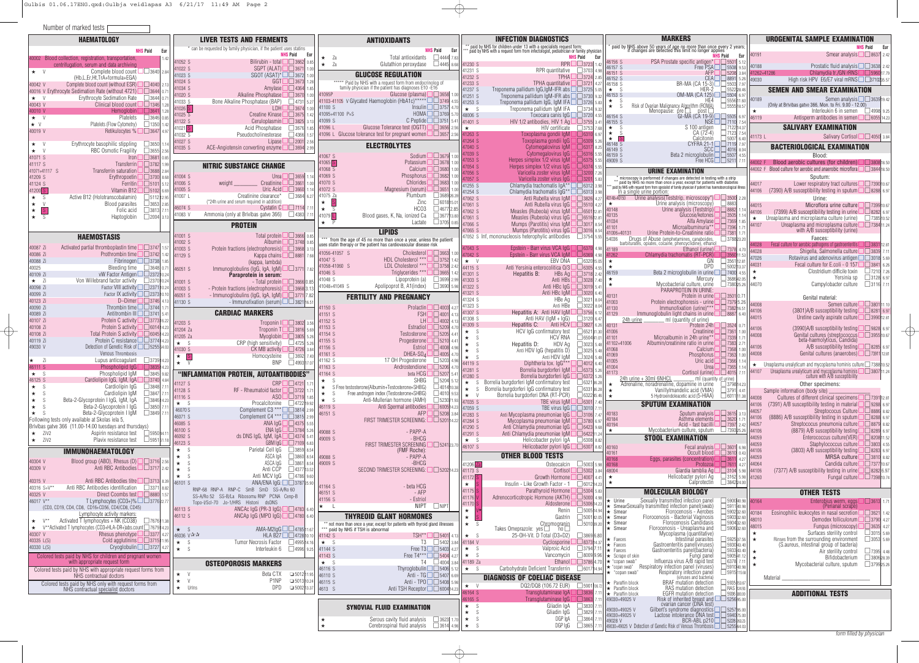Number of marked tests

## HAEMATOLOGY

| Code | Test | NHS Paid | Eur |
|---|---|---|---|
| 40002 | Blood collection, registration, transportation, centrifugation, serum and data archiving | | 1.42 |
| ★ V | Complete blood count (Hb.,L.,Er.,Ht.,TrA+formula+EGA) | 3640 | 2.84 |
| 40042 V | Complete blood count (without ESR) | 4040 | 2.13 |
| 40016 V | Erythrocyte Sedimentation Rate (without 4721) | 3644 | 0.71 |
| ★ V | Erythrocyte Sedimentation Rate | 3644 | 0.71 |
| 40043 V | Clinical blood count | 1346 | 1.28 |
| 40010 V | Hemoglobin | 3641 | 1.28 |
| ★ V | Platelets | 3646 | 0.85 |
| ★ V | Platelets (Flow Cytometry) | 1350 | 1.42 |
| 40019 V | Retikulocytes % | 3647 | 4.97 |
| ★ V | Erythrocyte basophilic stippling | 3650 | 1.14 |
| ★ V | RBC Osmotic Fragility | 3655 | 2.56 |
| 41071 S | Iron | 3681 | 0.85 |
| 41117 S | Transferrin | 3782 | 1.99 |
| 41071+41117 S | Transferrin saturation | 3688 | 2.84 |
| 41209 S | Erythropoetin | 3700 | 4.68 |
| 41124 S | Ferritin | 5101 | 5.12 |
| 41200 S | Vitamin B12 | 5102 | 4.69 |
| ★ S | Active B12 (Holotranscobalamin) | 5112 | 12.95 |
| ★ V | Blood parasites | 3653 | 2.85 |
| ★ S | Folic acid | 3813 | 7.11 |
| ★ S | Haptoglobin | 2004 | 3.13 |

## HAEMOSTASIS

| Code | Test | NHS Paid | Eur |
|---|---|---|---|
| 40087 Zi | Activated partial thromboplastin time | 3747 | 1.57 |
| 40086 Zi | Prothrombin time | 3742 | 1.42 |
| 40088 Zi | Fibrinogen | 3738 | 1.85 |
| 40025 | Bleeding time | 3648 | 0.71 |
| 40109 Zi | vW Factor Antigen | 2372 | 10.24 |
| ★ Zi | Von Willebrand factor activity | 2370 | 10.24 |
| 40098 Zi | Factor VIII activity | 2371 | 10.24 |
| 40099 Zi | Factor IX activity | 2373 | 10.10 |
| 40123 Zi | D–Dimer | 3746 | 4.13 |
| 40090 Zi | Thrombin time | 3744 | 1.71 |
| 40089 Zi | Antitrombin III | 3741 | 5.41 |
| 40107 Zi | Protein C activity | 3773 | 16.22 |
| 40108 Zi | Protein S activity | 6014 | 14.23 |
| 40108 Zi | Total Protein S activity | 6045 | 14.23 |
| 40119 Zi | Protein C resistance | 3774 | 14.23 |
| 49030 V | Detection of Genetic Risk of Venous Thrombosis | 5255 | 64.03 |
| | Venous Thrombosis | | |
| ★ Zi | Lupus anticoagulant | 3739 | 14.23 |
| 46111 S | Phospholipid IgM | 3835 | 14.23 |
| ★ S | Phospholipid IgM | 3845 | 9.82 |
| 46125 S | Cardiolipin IgG, IgM, IgA | 3740 | 4.84 |
| ★ S | Cardiolipin IgG | 3848 | 7.11 |
| ★ S | Cardiolipin IgM | 3847 | 7.11 |
| ★ S | Beta-2-Glycoprotein I IgG, IgM, IgA | 3846 | 14.23 |
| ★ S | Beta-2-Glycoprotein I IgG | 3850 | 7.11 |
| ★ S | Beta-2-Glycoprotein I IgM | 3849 | 7.11 |

Following tests only available at Skolas iela 5, Brivibas gatve 366 (11.00-14.00 tuesdays and thursdays)

| Code | Test | NHS Paid | Eur |
|---|---|---|---|
| ★ ZiV2 | Aspirin resistance test | 5950 | 44.11 |
| ★ ZiV2 | Plavix resistance test | 5951 | 31.18 |

## IMMUNOHAEMATOLOGY

| Code | Test | NHS Paid | Eur |
|---|---|---|---|
| 40304 V | Blood group (ABO), Rhesus (D) | 3716 | 2.56 |
| 40309 V | Anti RBC Antibodies | 3717 | 2.42 |
| 40315 V | Anti RBC Antibodies titre | 3713 | 8.39 |
| 40316 S+V** | Anti RBC Antibodies identification | 3371 | 9.82 |
| 40325 V | Direct Coombs test | 8880 | 1.57 |
| 46017 V** | T lymphocytes (CD3+)% (CD3, CD19, CD4, CD8, CD16+CD56, CD4/CD8, CD45) | 3776 | 22.77 |
| | Lymphocyte activity markers: | | |
| ★ V** | Activated T lymphocytes + NK (CD38) | 7676 | 11.38 |
| ★ V** | Activated T lymphocytes (CD3+HLA-DR+)abs.count | 7679 | 14.23 |
| 40307 V | Rhesus phenotype | 3377 | 4.27 |
| 40335 L(S) | Cold agglutinins | 3715 | 11.95 |
| 40330 L(S) | Cryoglobulin | 3727 | 4.27 |

Colored tests paid by NHS for children and pregnant women with appropriate request form

Colored tests paid by NHS only with appropriate request forms from NHS contractual doctors

Colored tests paid by NHS only with request from NHS contractual specialist doctors

## LIVER TESTS AND FERMENTS

* can be requested by family physician, if the patient uses statins

| Code | Test | NHS Paid | Eur |
|---|---|---|---|
| 41052 S | Bilirubin - total | 3662 | 0.85 |
| 41022 S | SGPT (ALAT)* | 3671 | 1.00 |
| 41023 S | SGOT (ASAT)* | 3672 | 1.00 |
| 41024 S | GGT | 3673 | 1.28 |
| 41034 S | Amylase | 3674 | 1.85 |
| 41020 S | Alkaline Phosphatase | 3670 | 1.00 |
| 41033 S | Bone Alkaline Phosphatase (BAP) | 4731 | 5.27 |
| 41026 S | LDH | 3674 | 1.00 |
| 41025 S | Creatine Kinase | 3675 | 1.42 |
| 41122 S | Ceruloplasmin | 3825 | 3.13 |
| 41021 S | Acid Phosphatase | 3676 | 1.85 |
| 41032 S | Pseudocholinesterase | 4366 | 1.57 |
| 41027 S | Lipase | 2001 | 2.56 |
| 41035 S | ACE-Angiotensin converting enzyme | 3694 | 2.99 |

## NITRIC SUBSTANCE CHANGE

| Code | Test | NHS Paid | Eur |
|---|---|---|---|
| 41004 S | Urea | 3659 | 1.14 |
| 41006 S | weight ________ Creatinine | 3661 | 1.00 |
| 41005 S | Uric Acid | 3660 | 1.14 |
| 41007 L | Creatinine clearance* (*24h urine and serum required in addition) | 3684 | 6.27 |
| 46074 S | Cystatin C | 7114 | 7.11 |
| 41083 V | Ammonia (only at Brivibas gatve 366) | 4363 | 7.11 |

## PROTEIN

| Code | Test | NHS Paid | Eur |
|---|---|---|---|
| 41001 S | Total protein | 3666 | 0.85 |
| 41002 S | Albumin | 3748 | 0.85 |
| 41003 S | Protein fractions (electrophoresis) | 3668 | 3.13 |
| 41129 S | Kappa chains (kappa, lambda) | 8881 | 7.68 |
| 46051 S | Immunoglobulins (IgG, IgA, IgM) | 3771 | 7.82 |
| | **Paraprotein in serum:** | | |
| 41001 S | - Total protein | 3666 | 0.85 |
| 41003 S | - Protein fractions (electrophoresis) | 3668 | 3.13 |
| 46051 S | - Immunoglobulins (IgG, IgA, IgM) | 3771 | 7.82 |
| 41130 S | - Immunofixation (serum) | 3821 | 16.51 |

## CARDIAC MARKERS

| Code | Test | NHS Paid | Eur |
|---|---|---|---|
| 41203 S | Troponin I | 3802 | 3.56 |
| 41204 Za | Troponin T | 3816 | 5.69 |
| 41205 Za | Myoglobin | 3805 | 5.26 |
| ★ S | CRP (high sensitivity) | 4725 | 5.26 |
| 41030 S | CK MB activity | 4726 | 3.84 |
| ★ S | Homocysteine | 3692 | 7.40 |
| ★ V | BNP | 4993 | 17.07 |

## "INFLAMMATION PROTEIN, AUTOANTIBODIES"

| Code | Test | NHS Paid | Eur |
|---|---|---|---|
| 41127 S | CRP | 4721 | 1.71 |
| 41128 S | RF - Rheumatoid factor | 3722 | 1.71 |
| 41116 S | ASO | 3719 | 1.85 |
| ★ S | Procalcitonine | 4722 | 19.92 |
| 46070 S | Complement C3 *** | 3814 | 2.99 |
| 46071 S | Complement C4 *** | 3815 | 2.99 |
| 46085 S | ANA IgG | 4375 | 5.55 |
| 46100 S | ENA IgG | 3784 | 5.26 |
| 46092 S | ds DNS IgG, IgM, IgA | 4374 | 5.41 |
| 46123 S | GBM IgG | 7109 | 6.83 |
| ★ S | Parietal Cell IgG | 3859 | 8.54 |
| ★ S | ASCA IgA | 3860 | 8.54 |
| ★ S | ASCA IgG | 3861 | 8.54 |
| ★ S | Anti CCP | 4377 | 13.52 |
| ★ S | Anti MCV IgG | 4786 | 9.60 |
| 46101 S | ANA/ENA IgG | 3787 | 35.90 |
| | RNP-68 RNP-A RNP-C SmB SmD SS-A/Ro 60 SS-A/Ro 52 SS-B/La Ribosomu RNP PCNA Cenp-B Topo-I/Scl-70 Jo-1/HRS Histoni dsDNS | | |
| 46113 S | ANCAc IgG (PR-3 IgG) | 4783 | 6.40 |
| 46112 S | ANCAp IgG (MPO IgG) | 4780 | 6.40 |
| ★ S | AMA-M2IgG | 4785 | 11.67 |
| 46036 V☆☆ | HLA B27 | 4728 | 10.10 |
| ★ S | Tumor Necrosis Factor | 4995 | 14.16 |
| ★ S | Interleukin 6 | 4996 | 9.25 |

## OSTEOPOROSIS MARKERS

| Code | Test | NHS Paid | Eur |
|---|---|---|---|
| ★ V | Beta CTX | 5012 | 11.95 |
| ★ V | P1NP | 5013 | 10.24 |
| ★ Urins | DPD | 5002 | 13.37 |

## ANTIOXIDANTS

| Code | Test | NHS Paid | Eur |
|---|---|---|---|
| ★ Za | Total antioxidants | 4444 | 7.83 |
| ★ Za | Glutathion peroxydase | 4445 | 8.68 |

## GLUCOSE REGULATION

***** Paid by NHS with a request form from endocrinologist of family physician if the patient has diagnoses E10–E16

| Code | Test | NHS Paid | Eur |
|---|---|---|---|
| 41095P | Glucose (plasma) | 3658 | 1.00 |
| 41103-41105 V | Glycated Haemoglobin (HbA1c)***** | 3749 | 4.55 |
| 41100 S | Insulin | 3757 | 4.70 |
| 41095+41100 P+S | HOMA | 3769 | 5.70 |
| 41099 S | C Peptide | 3751 | 5.41 |
| 41096 L | Glucose Tolerance test (OGTT) | 3656 | 2.56 |
| 41096 L | Glucose tolerance test for pregnant women | 3657 | 2.56 |

## ELECTROLYTES

| Code | Test | NHS Paid | Eur |
|---|---|---|---|
| 41067 S | Sodium | 3679 | 1.00 |
| 41065 S | Potassium | 3678 | 1.00 |
| 41068 S | Calcium | 3680 | 1.00 |
| 41069 S | Phosphorus | 3682 | 1.00 |
| 41070 S | Chlorides | 3683 | 1.00 |
| 41072 S | Magnesium (serum) | 3651 | 1.00 |
| 41075 Za | Plumbum | 3589 | 36.29 |
| ★ S | Zinc | 6018 | 15.01 |
| ★ S | HCO3 | 4677 | 2.85 |
| 41079 S | Blood gases, K, Na, ionized Ca | 3677 | 13.80 |
| ★ P | Lactate | 3705 | 0.85 |

## LIPIDS

*** from the age of 45 no more than once a year, unless the patient uses statin therapy or the patient has cardiovascular disease risk

| Code | Test | NHS Paid | Eur |
|---|---|---|---|
| 41056-41057 S | Cholesterol | 3663 | 1.00 |
| 41047 S | HDL Cholesterol *** | 3752 | 1.42 |
| 41058-41060 S | LDL Cholesterol *** | 3758 | 2.42 |
| 41046 S | Triglycerides *** | 3665 | 1.42 |
| 41048 S | Lipoprotein (a) | 3699 | 2.99 |
| 41048+41049 S | Apolipoprot B, A1(index) | 3690 | 5.98 |

## FERTILITY AND PREGNANCY

| Code | Test | NHS Paid | Eur |
|---|---|---|---|
| 41150 S | Prolactin | 4003 | 4.27 |
| 41151 S | FSH | 4001 | 4.13 |
| 41152 S | LH | 4002 | 4.13 |
| 41153 S | Estradiol | 5209 | 4.70 |
| 41154 S | Testosterone | 5205 | 4.41 |
| 41155 S | Progesterone | 5210 | 4.41 |
| 41156 S | Estriol | 4008 | 4.98 |
| 41161 S | DHEA-$SO_4$ | 4005 | 4.70 |
| 41162 S | 17 OH Progesterone | 5202 | 4.98 |
| 41163 S | Androstendione | 5206 | 4.70 |
| 41164 S | beta HCG | 5207 | 5.41 |
| ★ S | SHBG | 5204 | 5.12 |
| ★ S | Free testosterone(Albumine+Testosterone+SHBG) | 4014 | 10.38 |
| ★ S | Free androgen index (Testosterone+SHBG) | 4010 | 9.53 |
| ★ S | Anti-Mullerian hormone (AMH) | 5230 | 11.93 |
| 46119 S | Anti Spermal antibodies | 6005 | 14.23 |
| 46151 S | AFP | 5208 | 3.84 |
| | FIRST TRIMESTER SCREENING: | 5201 | 14.22 |
| 49088 S | - PAPP-A | | |
| 49009 S | - BHCG | | |
| | FIRST TRIMESTER SCREENING: (FMF Roche): | 5241 | 23.70 |
| 49088 S | - PAPP-A | | |
| 49009 S | -BHCG | | |
| | SECOND TRIMESTER SCREENING: | 5202 | 14.23 |
| 41164 S | - beta HCG | | |
| 46151 S | - AFP | | |
| 41156 S | - Estriol | | |
| ★ L | NIPT | NIPT | |

## THYREOID GLANT HORMONES

*** not more than once a year, except for patients with thyroid gland illnesses
*** paid by NHS if TSH is abnormal

| Code | Test | NHS Paid | Eur |
|---|---|---|---|
| 41142 S | TSH** | 5401 | 4.13 |
| ★ S | T3 | 5402 | 3.84 |
| 41144 S | Free T3*** | 5403 | 4.27 |
| 41143 S | Free T4*** | 5404 | 4.27 |
| ★ S | T4 | 4004 | 3.84 |
| 46116 S | Thyroglobulin | 5406 | 5.12 |
| 46110 S | Anti - TG | 5407 | 6.69 |
| 46115 S | Anti - TPO | 5408 | 5.98 |
| 46113 S | Anti TSH Receptor | 6004 | 14.23 |

## SYNOVIAL FLUID EXAMINATION

| Code | Test | NHS Paid | Eur |
|---|---|---|---|
| ★ | Serous cavity fluid analysis | 3623 | 1.70 |
| ★ | Cerebrospinal fluid analysis | 3614 | 4.98 |

## INFECTION DIAGNOSTICS

** paid by NHS for children under 13 with a specialists request form; *** paid by NHS with a request form from infectologist, pediatrician or family physician

| Code | Test | NHS Paid | Eur |
|---|---|---|---|
| 41230 S | RPR | 3723 | 1.42 |
| 41231 S | RPR quantitative | 3703 | 4.98 |
| 41232 S | TPHA | 3724 | 2.85 |
| 41233 S | TPHA quantitative | 3721 | 4.27 |
| 41237 S | Treponema pallidum IgG,IgM-IFR abs | 3725 | 5.05 |
| 41251 S | Treponema pallidum IgM-IFR abs | 3730 | 9.32 |
| 41253 S | Treponema pallidum IgG, IgM IFA | 3728 | 5.83 |
| ★ S | Treponema pallidum IgM IFA | 3734 | 9.32 |
| 48006 S | Toxocara canis IgG | 3720 | 4.55 |
| 41401 S | HIV 1/2 antibodies, HIV 1 Ag | 3755 | 3.41 |
| ★ | HIV confirmation | 3753 | 7.68 |
| 41263 S | Toxoplasma gondii IgM | 6310 | 6.97 |
| 41264 S | Toxoplasma gondii IgG | 6309 | 5.26 |
| 47040 S | Cytomegalovirus IgM | 6317 | 8.25 |
| 47039 S | Cytomegalovirus IgG | 6316 | 5.55 |
| 47053 S | Herpes simplex 1/2 virus IgM | 6375 | 5.55 |
| 47054 S | Herpes simplex 1/2 virus IgG | 6374 | 5.55 |
| 47056 S | Varicella zoster virus IgM | 3200 | 7.26 |
| 47057 S | Varicella zoster virus IgG | 3201 | 5.83 |
| 41255 S | Chlamydia trachomatis IgA** | 6312 | 3.98 |
| 41254 S | Chlamydia trachomatis IgG** | 6313 | 3.98 |
| 47062 S | Anti Rubella virus IgM | 3826 | 4.27 |
| 47061 S | Anti Rubella virus IgG | 5510 | 4.27 |
| 47062 S | Measles (Rubeola) virus IgM | 6501 | 12.81 |
| 47061 S | Measles (Rubeola) virus IgG | 6516 | 12.81 |
| 47066 S | Mumps (Parotitis) virus IgM | 3017 | 8.54 |
| 47065 S | Mumps (Parotitis) virus IgG | 3016 | 8.54 |
| 47052 S | Inf. mononucleosis heterophylic antibodies | 3754 | 5.55 |
| 47043 S | Epstein - Barr virus VCA IgM | 6370 | 4.98 |
| 47042 S | Epstein - Barr virus VCA IgG | 6369 | 4.98 |
| ★ V | EBV DNA | 6320 | 65.05 |
| 44115 S | Anti Yersinia enterocolitica O/3 | 6305 | 4.55 |
| 41301 S | Hepatitis B: HBs Ag | 3718 | 2.40 |
| 41303 S | Anti HBs | 3028 | 7.40 |
| 41322 S | Anti HBc IgG | 3019 | 5.41 |
| 41321 S | Anti HBc IgM | 3020 | 6.40 |
| 41324 S | HBe Ag | 3021 | 8.04 |
| 41323 S | Anti HBe | 3022 | 8.04 |
| 41307 S | Hepatitis A: Anti HAV IgM | 3756 | 6.12 |
| 41308 S | Anti HAV (IgM + IgG) | 3120 | 6.47 |
| 41309 S | Hepatitis C: Anti HCV | 3827 | 6.26 |
| ★ S | HCV IgG confirmatory test | 6521 | 31.30 |
| ★ S | HCV RNA | 6504 | 101.01 |
| ★ S | Hepatitis D: HDV Ag | 3023 | 5.48 |
| ★ S | Anti HDV IgG (hepatitis D) | 3025 | 5.48 |
| ★ S | Anti HDV IgM | 3024 | 5.48 |
| 44119 S | Diphtheria tox. IgG*** | 4012 | 6.40 |
| 41281 S | Borrelia burgdorferi IgM | 6373 | 5.26 |
| 41280 S | Borrelia burgdorferi IgG | 6372 | 5.26 |
| ★ S | Borrelia burgdorferi IgM confirmatory test | 6321 | 36.28 |
| ★ S | Borrelia burgdorferi IgG confirmatory test | 6331 | 36.28 |
| ★ V | Borrelia burgdorferi DNA (RT-PCR) | 6322 | 65.46 |
| 47035 S | TBE virus IgM | 6301 | 7.40 |
| 47059 S | TBE virus IgG | 3010 | 7.11 |
| 41283 S | Anti Mycoplasma pneumoniae IgM | 3106 | 7.47 |
| 41284 S | Mycoplasma pneumoniae IgG | 3780 | 6.97 |
| 41290 S | Anti Chlamydia pneumoniae IgM | 6423 | 9.68 |
| 41291 S | Anti Chlamydia pneumoniae IgG | 6422 | 11.24 |
| ★ S | Helicobacter pylori IgA | 6308 | 8.82 |
| 46107 S | Helicobacter pylori IgG | 6307 | 8.82 |

## OTHER BLOOD TESTS

| Code | Test | NHS Paid | Eur |
|---|---|---|---|
| 41206 Za | Osteocalcin | 5003 | 5.98 |
| 41173 S | Cortisol | 5302 | 3.84 |
| 41172 S | Growth Hormone | 4007 | 4.45 |
| ★ S | Insulin - Like Growth Factor - 1 | 6012 | 14.23 |
| 41175 S | Parathyroid Hormone | 5304 | 5.83 |
| 41176 V | Adrenocorticotropic Hormone (AKTH) | 5000 | 4.98 |
| 41170 S | Aldosterone | 5306 | 14.23 |
| ★ V | Renin | 5005 | 14.94 |
| ★ S | Gastrin | 5001 | 12.05 |
| ★ S | Chromogranin (Takes Omeprazole: yes □ no □) | 5010 | 39.20 |
| ★ S | 25-OH-Vit. D Total (D3+D2) | 3869 | 6.80 |
| 41184 V | Cyclosporine | 8373 | 14.37 |
| ★ S | Valproic Acid | 3794 | 7.11 |
| ★ S | Vancomycin | 8009 | 9.96 |
| 41189 Za | Ethanol | 3786 | 4.70 |
| ★ S | Carbohydrate Deficient Transferrin | 6017 | 14.94 |

## DIAGNOSIS OF COELIAC DISEASE

| Code | Test | NHS Paid | Eur |
|---|---|---|---|
| ★ V | DQ2/DQ8 (106.72 EUR) | 5901 | 106.72 |
| 46164 S | Transglutaminase IgA | 3836 | 7.11 |
| 46165 S | Transglutaminase IgG | 3863 | 7.11 |
| ★ S | Gliadin IgA | 3830 | 7.11 |
| ★ S | Gliadin IgG | 3829 | 7.11 |
| ★ S | DGP IgA | 3864 | 7.11 |
| ★ S | DGP IgG | 3865 | 7.11 |

## MARKERS

* paid by NHS above 50 years of age no more than once every 2 years; if changes are detected this limit no longer applies

| Code | Test | NHS Paid | Eur |
|---|---|---|---|
| 46156 S | PSA Prostate specific antigen* | 5501 | 5.12 |
| 46157 S | Free PSA | 5508 | 9.53 |
| 46151 S | AFP | 5208 | 3.84 |
| 46152 S | CEA | 8891 | 5.26 |
| 46158 S | BR-MA (CA 15-3) | 5503 | 7.97 |
| ★ S | HER-2 | 5522 | 28.46 |
| 46153 S | OM-MA (CA 125) | 5904 | 6.97 |
| ★ S | HE4 | 5556 | 11.60 |
| ★ S | Risk of Ovarian Malignancy Algorithm (ROMA) Menopause: pre □ post □ | 5555 | 18.57 |
| 46154 S | GI-MA (CA 19-9) | 5505 | 6.97 |
| 46155 S | NSE | 7110 | 7.54 |
| ★ S | S 100 antigen | 7122 | 14.37 |
| ★ S | CA (72-4) | 7123 | 7.54 |
| ★ S | Calcitonin | 5007 | 6.40 |
| 46148 S | CYFRA 21-1 | 7119 | 7.97 |
| 46149 S | SCC | 4016 | 8.04 |
| 46159 S | Beta 2 microglobulin | 5507 | 4.55 |
| 49009 S | Free HCG | 5211 | 7.11 |

## URINE EXAMINATION

* microscopy is performed if changes are detected in testing with a strip
** paid by NHS no more than once a year, except for patients with diabetes
*** paid by NHS with request form from specialist of family physician if patient has hematooncological illness

In a single urine portion:

| Code | Test | NHS Paid | Eur |
|---|---|---|---|
| 40146+40150 | Urine analysis(Teststrip, microscopy*) | 3500 | 2.28 |
| ★ | Urine analysis (microscopy) | 8883 | |
| 40148 | Urine analysis (Teststrip) | 8882 | 1.14 |
| 40135 | Glucose/ketones | 3505 | 1.14 |
| 41034 | Alfa Amylase | 7369 | 1.85 |
| 41101 | Microalbuminuria** | 7396 | 1.71 |
| 41005+40131 | Urine Protein-to-Creatinine ratio | 7381 | 1.71 |
| 54036 | Drugs of Abuse (amphetamines, canaboides, barbiturates, opiates, cocaine, phencyclidine), ethanol | 3788 | 23.20 |
| 41189 | Ethanol (urine) | 7378 | 4.70 |
| 41262 | Chlamydia trachomatis (RT-PCR) | 3560 | 11.53 |
| ★ | GN | 3561 | 12.61 |
| ★ | DPD | 5002 | 13.37 |
| 46159 | Beta 2 microglobulin in urine | 7400 | 4.55 |
| ★ | Mercury | 3686 | 42.05 |
| ★ | Mycobacterial culture, urine | 7380 | 25.26 |
| | **PARAPROTEIN IN URINE:** | | |
| 40131 | Protein in urine | 3501 | 0.71 |
| 41003 | Protein electrophoresis - urine | 7379 | 5.26 |
| 41130 | Immunofixation (urine)*** | 7382 | 16.51 |
| 41129 | Immunoglobulin light chains in urine | 8887 | 6.40 |
| | 24h urine ______ ml (quantity of urine) | | |
| 40131 | Protein 24h | 3524 | 0.71 |
| 41006 | Creatinine | 7361 | 1.00 |
| 41101 | Microalbumin in 24h urine** | 7339 | 1.71 |
| 41102+41006 | Albumin/creatinine ratio in urine | 7383 | 2.71 |
| 41068 | Calcium | 7368 | 1.00 |
| 41069 | Phosphorus | 7363 | 1.00 |
| 41005 | Uric acid | 7366 | 1.14 |
| 41004 | Urea | 7365 | 1.14 |
| 41173 | Cortisol (urine) | 4015 | 7.11 |
| | 24h urine + 30ml 6NHCL ______ ml (quantity of urine) | | |
| ★ | Adrenaline, noradrenaline, dopamine in urine | 3798 | 14.23 |
| ★ | Vanillylmandelic acid (VMA) | 3791 | 4.41 |
| ★ | 5 Hydroxindoleacetic acid (5-HIAA) | 6011 | 11.38 |

## SPUTUM EXAMINATION

| Code | Test | NHS Paid | Eur |
|---|---|---|---|
| 40183 | Sputum analysis | 3615 | 3.13 |
| 40184 | Asthma elements | 3620 | 1.71 |
| 40194 | Acid - fast bacilli | 7397 | 2.42 |
| ★ | Mycobacterium culture, sputum | 7393 | 25.26 |

## STOOL EXAMINATION

| Code | Test | NHS Paid | Eur |
|---|---|---|---|
| 40160 | Fecal analysis | 3601 | 6.98 |
| 40161 | Occult blood | 3610 | 0.43 |
| 40168 | Eggs, parasites (concentration) | 3611 | 4.27 |
| 40168 | Protozoa | 7611 | 4.27 |
| 48004 | Giardia lamblia Ag | 3104 | 5.98 |
| ★ | Helicobacter pylori Ag | 3162 | 5.98 |
| ★ | Calprotectin | 3842 | 24.00 |

## MOLECULAR BIOLOGY

| Code | Test | NHS Paid | Eur |
|---|---|---|---|
| ★ Urine | Sexually transmitted infection panel | 5900 | 40.98 |
| ★ Smear | Sexually transmitted infection panel(swab) | 5911 | 40.98 |
| ★ Smear | Florocenosis - Aerobes | 5902 | 32.60 |
| ★ Smear | Florocenosis - Bacterial Vaginosis | 5903 | 32.60 |
| ★ Smear | Florocenosis Candidiasis | 5904 | 32.60 |
| ★ Smear | Florocenosis - Ureaplasma and Mycoplasma (quantitative) | 5906 | 32.60 |
| ★ Faeces | Intestinal parasites | 5925 | 37.56 |
| ★ Faeces | Gastroenteritis panel(viruses) | 5930 | 43.40 |
| ★ Faeces | Gastroenteritis panel(bacteria) | 5933 | 43.40 |
| ★ Scrape of skin | Fungi panel | 5905 | 41.12 |
| ★ "copan swab" | Influenza virus A/B rapid test | 6378 | 7.11 |
| ★ "copan swab" | Respiratory infection panel (viruses) | 5910 | 40.98 |
| ★ "copan swab" | Respiratory infection panel (viruses and bacteria) | 5915 | 115.66 |
| ★ Paraffin block | BRAF mutation detection | 5935 | 153.67 |
| ★ Paraffin block | RAS mutation detection | RAS | 124.93 |
| ★ Paraffin block | EGFR mutation detection | 5936 | 300.00 |
| 49030+49025 V | Risk of inherited breast and ovarian cancer (DNA test) | 5256 | 85.00 |
| 49030+49025 V | Gilbert's syndrome diagnostics | 5257 | 85.00 |
| 49030+49025 V | Lactose intolerance DNA test | 5940 | 75.00 |
| 49028 V | BCR-ABL p210 | 5228 | 163.23 |
| 49030+49025 V | Detection of Genetic Risk of Venous Thrombosis | 5255 | 64.03 |

## UROGENITAL SAMPLE EXAMINATION

| Code | Test | NHS Paid | Eur |
|---|---|---|---|
| 40191 | Smear analysis | 8637 | 2.42 |
| 40188 | Prostatic fluid analysis | 3638 | 2.42 |
| 41262+41286 | Chlamydia tr./GN rRNS | 5960 | 17.79 |
| 49030 | High risk HPV E6/E7 viral mRNS | 3710 | 35.57 |

## SEMEN AND SMEAR EXAMINATION

| Code | Test | NHS Paid | Eur |
|---|---|---|---|
| 40189 | Semen analysis (Only at Brivibas gatve 366, Mon. to Fri. 9.00 - 12.00) | 3639 | 19.42 |
| ★ | Interleukin 6 in semen | 4998 | 9.25 |
| 46119 | Antisperm antibodies in semen | 6055 | 14.23 |

## SALIVARY EXAMINATION

| Code | Test | NHS Paid | Eur |
|---|---|---|---|
| 41173 L | Salivary Cortisol | 4050 | 3.84 |

## BACTERIOLOGICAL EXAMINATION

| Code | Test | NHS Paid | Eur |
|---|---|---|---|
| | **Blood:** | | |
| 44002 F | Blood aerobic cultures (for children) | 3808 | 18.50 |
| 44002 F | Blood culture for aerobic and anaerobic microflora | 3844 | 18.50 |
| | **Sputum:** | | |
| 44017 | Lower respiratory tract cultures | 7390 | 10.67 |
| 44106 | (7390) A/B susceptibility testing in sputum | 8288 | 6.97 |
| | **Urine:** | | |
| 44015 | Microflora urine culture | 7399 | 10.67 |
| 44106 | (7399) A/B susceptibility testing in urine | 8282 | 6.97 |
| ★ | Ureaplasma and microplasma culture (urine) | 7385 | 10.52 |
| 44107 | Ureaplasma and microplasma culture with A/B susceptibility (urine) | 7384 | 11.24 |
| | **Faeces:** | | |
| 44028 | Fecal culture for aerobic pathogens of gastroenteritis | 3831 | 12.81 |
| 44028 | Shigella, Salmonella culture | 3839 | 7.11 |
| 47026 | Rotavirus and adenovirus antigen | 3018 | 5.69 |
| 44031 | Fecal culture for E.coli - O 157 | 3841 | 6.28 |
| ★ | Clostridium difficile toxin | 7210 | 7.26 |
| ★ | Yersinia sp | 3128 | 6.97 |
| 44070 | Campylobacter culture | 3116 | 7.11 |
| | **Genital material:** | | |
| 44008 | Semen culture | 3801 | 11.10 |
| 44106 | (3801)A/B susceptibility testing | 8281 | 6.97 |
| 44015 | Uretine cavity aspirate culture | 3990 | 12.81 |
| 44106 | (3990)A/B susceptibility testing | 9828 | 6.97 |
| 44008 | Genital cultures (streptococcus beta-haemolyticus, Candida) | 3955 | 10.67 |
| 44106 | A/B susceptibility testing | 8285 | 6.97 |
| 44008 | Genital cultures (anaerobes) | 7381 | 12.81 |
| ★ | Ureaplasma urealyticum and mycoplasma hominis culture | 7388 | 10.52 |
| 44107 | Ureaplasma urealyticum and mycoplasma hominis culture with A/B susceptibility | 3807 | 11.24 |
| | **Other specimens:** | | |
| | Sample information (body site) ________ | | |
| 44008 | Cultures of different clinical specimens | 7391 | 12.81 |
| 44106 | (7391) A/B susceptibility testing in material | 9288 | 6.97 |
| 44057 | Streptococcus Culture | 8886 | 8.82 |
| 44106 | (8886) A/B susceptibility testing in material | 8288 | 6.97 |
| 44057 | Streptococcus pneumonia culture | 8879 | 8.82 |
| 44106 | (8879) A/B susceptibility testing in material | 8289 | 6.97 |
| 44059 | Enterococcus culture(VER) | 8208 | 11.52 |
| 44059 | Staphylococcus culture | 3803 | 4.55 |
| 44106 | (3803) A/B susceptibility testing in material | 8283 | 6.97 |
| 44059 | MRSA culture | 3810 | 8.82 |
| 44064 | Candida culture | 7377 | 10.67 |
| 44106 | (7377) A/B susceptibility testing in material | 8282 | 6.97 |
| 41260 | Fungal culture | 7398 | 10.74 |

## OTHER TESTS

| Code | Test | NHS Paid | Eur |
|---|---|---|---|
| 40164 | Enterobius verm. eggs (Perianal scrape) | 3613 | 1.71 |
| 40184 | Eosinophilic leukocytes in nasal secretion | 3621 | 1.42 |
| 48010 | Demodex folliculorum | 3790 | 4.27 |
| 48015 | Fungus (microscopy) | 3635 | 4.27 |
| ★ | Surfaces sterility control | 3015 | 5.69 |
| ★ | Rinses from the surrounding environment (S.aureus, intestinal group of bacteria) | 3053 | 5.69 |
| ★ | Air sterility control | 7395 | 4.48 |
| ★ | Bifidobacterium | 3806 | 28.59 |
| ★ | Mycobacterial culture, sputum | 3799 | 25.26 |

Material ________________

## ADDITIONAL TESTS

form filled by physician